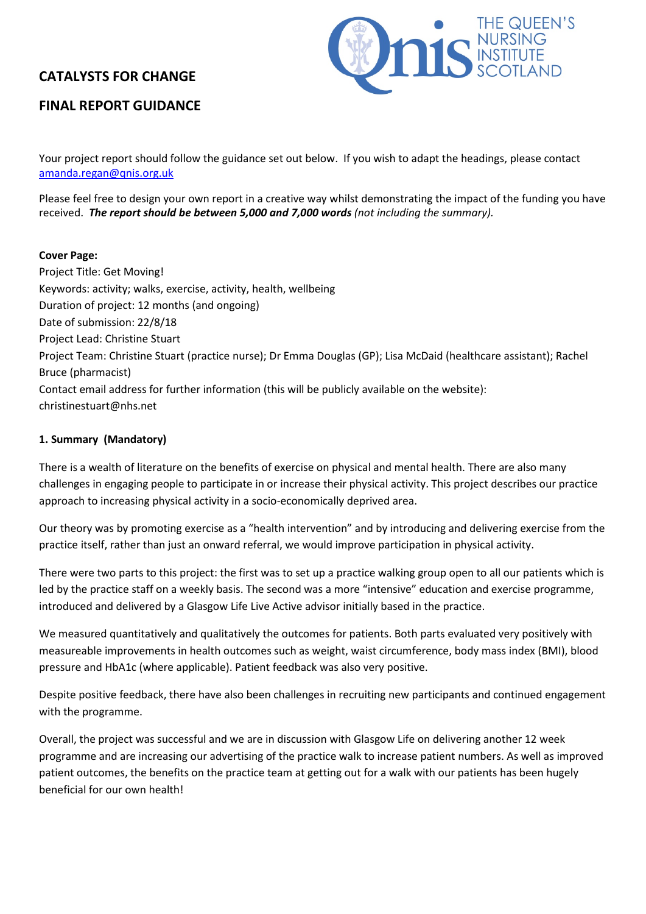# CATALYSTS FOR CHANGE

# FINAL REPORT GUIDANCE

Your project report should follow the guidance set out below. If you wish to adapt the headings, please contact amanda.regan@qnis.org.uk

Please feel free to design your own report in a creative way whilst demonstrating the impact of the funding you have received. ***The report should be between 5,000 and 7,000 words*** *(not including the summary).*

**Cover Page:**
Project Title: Get Moving!
Keywords: activity; walks, exercise, activity, health, wellbeing
Duration of project: 12 months (and ongoing)
Date of submission: 22/8/18
Project Lead: Christine Stuart
Project Team: Christine Stuart (practice nurse); Dr Emma Douglas (GP); Lisa McDaid (healthcare assistant); Rachel Bruce (pharmacist)
Contact email address for further information (this will be publicly available on the website): christinestuart@nhs.net

## 1. Summary (Mandatory)

There is a wealth of literature on the benefits of exercise on physical and mental health. There are also many challenges in engaging people to participate in or increase their physical activity. This project describes our practice approach to increasing physical activity in a socio-economically deprived area.

Our theory was by promoting exercise as a "health intervention" and by introducing and delivering exercise from the practice itself, rather than just an onward referral, we would improve participation in physical activity.

There were two parts to this project: the first was to set up a practice walking group open to all our patients which is led by the practice staff on a weekly basis. The second was a more "intensive" education and exercise programme, introduced and delivered by a Glasgow Life Live Active advisor initially based in the practice.

We measured quantitatively and qualitatively the outcomes for patients. Both parts evaluated very positively with measureable improvements in health outcomes such as weight, waist circumference, body mass index (BMI), blood pressure and HbA1c (where applicable). Patient feedback was also very positive.

Despite positive feedback, there have also been challenges in recruiting new participants and continued engagement with the programme.

Overall, the project was successful and we are in discussion with Glasgow Life on delivering another 12 week programme and are increasing our advertising of the practice walk to increase patient numbers. As well as improved patient outcomes, the benefits on the practice team at getting out for a walk with our patients has been hugely beneficial for our own health!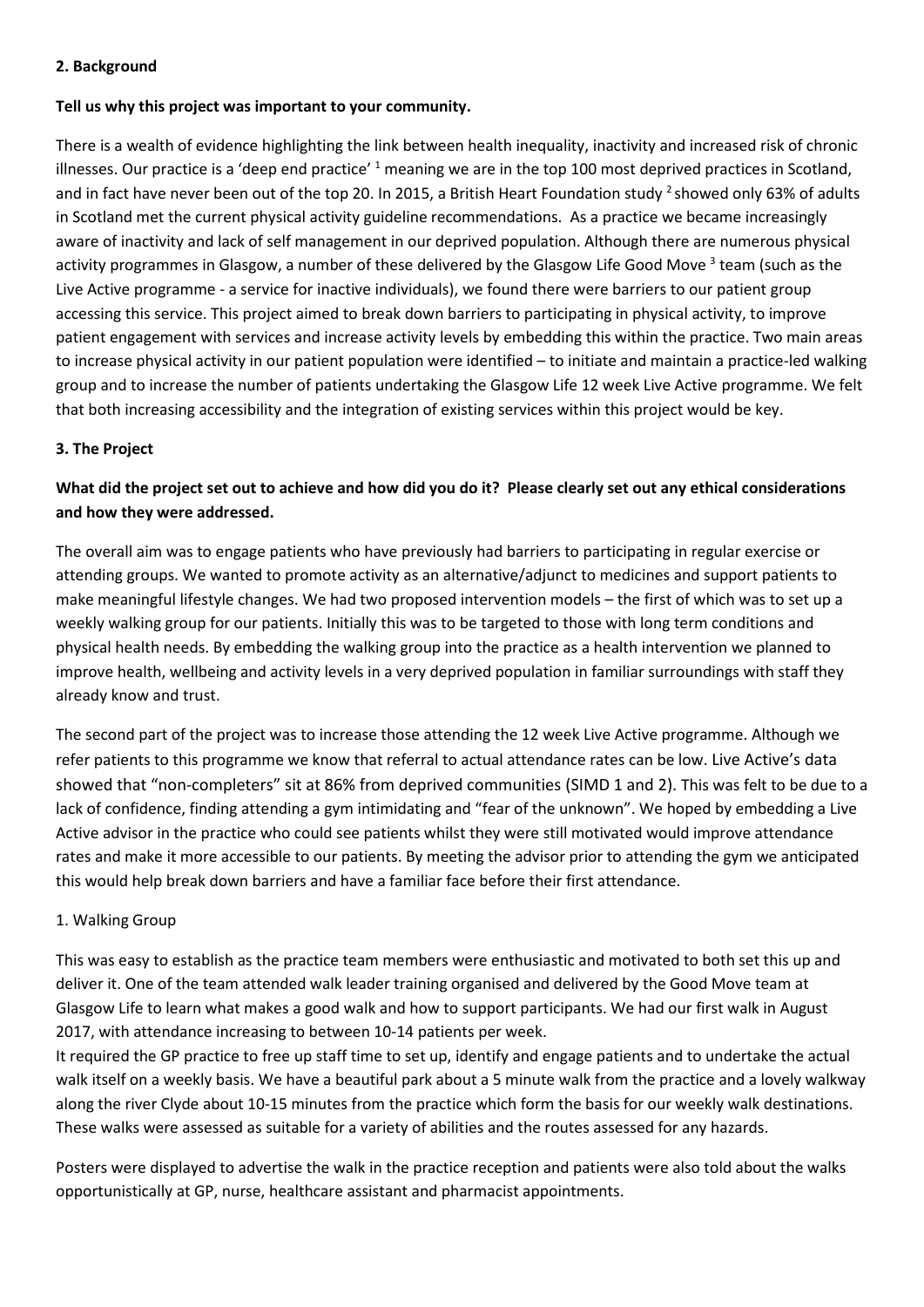**2. Background**

**Tell us why this project was important to your community.**

There is a wealth of evidence highlighting the link between health inequality, inactivity and increased risk of chronic illnesses. Our practice is a 'deep end practice' [1] meaning we are in the top 100 most deprived practices in Scotland, and in fact have never been out of the top 20. In 2015, a British Heart Foundation study [2] showed only 63% of adults in Scotland met the current physical activity guideline recommendations. As a practice we became increasingly aware of inactivity and lack of self management in our deprived population. Although there are numerous physical activity programmes in Glasgow, a number of these delivered by the Glasgow Life Good Move [3] team (such as the Live Active programme - a service for inactive individuals), we found there were barriers to our patient group accessing this service. This project aimed to break down barriers to participating in physical activity, to improve patient engagement with services and increase activity levels by embedding this within the practice. Two main areas to increase physical activity in our patient population were identified – to initiate and maintain a practice-led walking group and to increase the number of patients undertaking the Glasgow Life 12 week Live Active programme. We felt that both increasing accessibility and the integration of existing services within this project would be key.

**3. The Project**

**What did the project set out to achieve and how did you do it? Please clearly set out any ethical considerations and how they were addressed.**

The overall aim was to engage patients who have previously had barriers to participating in regular exercise or attending groups. We wanted to promote activity as an alternative/adjunct to medicines and support patients to make meaningful lifestyle changes. We had two proposed intervention models – the first of which was to set up a weekly walking group for our patients. Initially this was to be targeted to those with long term conditions and physical health needs. By embedding the walking group into the practice as a health intervention we planned to improve health, wellbeing and activity levels in a very deprived population in familiar surroundings with staff they already know and trust.

The second part of the project was to increase those attending the 12 week Live Active programme. Although we refer patients to this programme we know that referral to actual attendance rates can be low. Live Active's data showed that "non-completers" sit at 86% from deprived communities (SIMD 1 and 2). This was felt to be due to a lack of confidence, finding attending a gym intimidating and "fear of the unknown". We hoped by embedding a Live Active advisor in the practice who could see patients whilst they were still motivated would improve attendance rates and make it more accessible to our patients. By meeting the advisor prior to attending the gym we anticipated this would help break down barriers and have a familiar face before their first attendance.

1. Walking Group

This was easy to establish as the practice team members were enthusiastic and motivated to both set this up and deliver it. One of the team attended walk leader training organised and delivered by the Good Move team at Glasgow Life to learn what makes a good walk and how to support participants. We had our first walk in August 2017, with attendance increasing to between 10-14 patients per week.

It required the GP practice to free up staff time to set up, identify and engage patients and to undertake the actual walk itself on a weekly basis. We have a beautiful park about a 5 minute walk from the practice and a lovely walkway along the river Clyde about 10-15 minutes from the practice which form the basis for our weekly walk destinations. These walks were assessed as suitable for a variety of abilities and the routes assessed for any hazards.

Posters were displayed to advertise the walk in the practice reception and patients were also told about the walks opportunistically at GP, nurse, healthcare assistant and pharmacist appointments.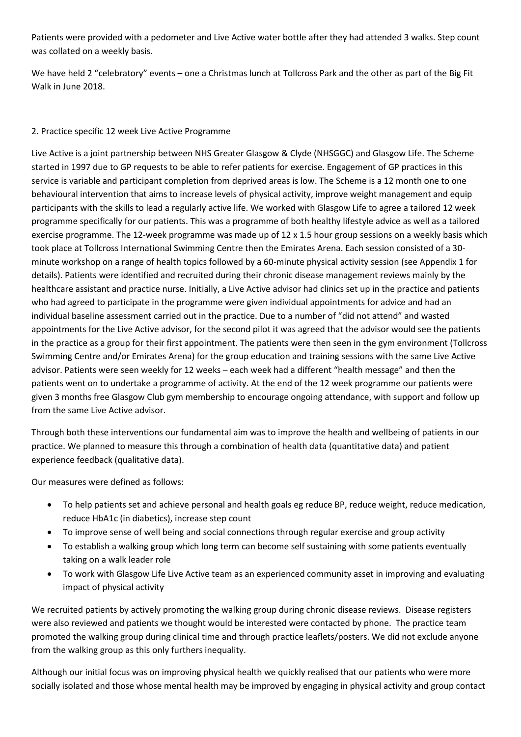Patients were provided with a pedometer and Live Active water bottle after they had attended 3 walks. Step count was collated on a weekly basis.

We have held 2 "celebratory" events – one a Christmas lunch at Tollcross Park and the other as part of the Big Fit Walk in June 2018.

2. Practice specific 12 week Live Active Programme

Live Active is a joint partnership between NHS Greater Glasgow & Clyde (NHSGGC) and Glasgow Life. The Scheme started in 1997 due to GP requests to be able to refer patients for exercise. Engagement of GP practices in this service is variable and participant completion from deprived areas is low. The Scheme is a 12 month one to one behavioural intervention that aims to increase levels of physical activity, improve weight management and equip participants with the skills to lead a regularly active life. We worked with Glasgow Life to agree a tailored 12 week programme specifically for our patients. This was a programme of both healthy lifestyle advice as well as a tailored exercise programme. The 12-week programme was made up of 12 x 1.5 hour group sessions on a weekly basis which took place at Tollcross International Swimming Centre then the Emirates Arena. Each session consisted of a 30-minute workshop on a range of health topics followed by a 60-minute physical activity session (see Appendix 1 for details). Patients were identified and recruited during their chronic disease management reviews mainly by the healthcare assistant and practice nurse. Initially, a Live Active advisor had clinics set up in the practice and patients who had agreed to participate in the programme were given individual appointments for advice and had an individual baseline assessment carried out in the practice. Due to a number of "did not attend" and wasted appointments for the Live Active advisor, for the second pilot it was agreed that the advisor would see the patients in the practice as a group for their first appointment. The patients were then seen in the gym environment (Tollcross Swimming Centre and/or Emirates Arena) for the group education and training sessions with the same Live Active advisor. Patients were seen weekly for 12 weeks – each week had a different "health message" and then the patients went on to undertake a programme of activity. At the end of the 12 week programme our patients were given 3 months free Glasgow Club gym membership to encourage ongoing attendance, with support and follow up from the same Live Active advisor.

Through both these interventions our fundamental aim was to improve the health and wellbeing of patients in our practice. We planned to measure this through a combination of health data (quantitative data) and patient experience feedback (qualitative data).

Our measures were defined as follows:

- To help patients set and achieve personal and health goals eg reduce BP, reduce weight, reduce medication, reduce HbA1c (in diabetics), increase step count
- To improve sense of well being and social connections through regular exercise and group activity
- To establish a walking group which long term can become self sustaining with some patients eventually taking on a walk leader role
- To work with Glasgow Life Live Active team as an experienced community asset in improving and evaluating impact of physical activity

We recruited patients by actively promoting the walking group during chronic disease reviews. Disease registers were also reviewed and patients we thought would be interested were contacted by phone. The practice team promoted the walking group during clinical time and through practice leaflets/posters. We did not exclude anyone from the walking group as this only furthers inequality.

Although our initial focus was on improving physical health we quickly realised that our patients who were more socially isolated and those whose mental health may be improved by engaging in physical activity and group contact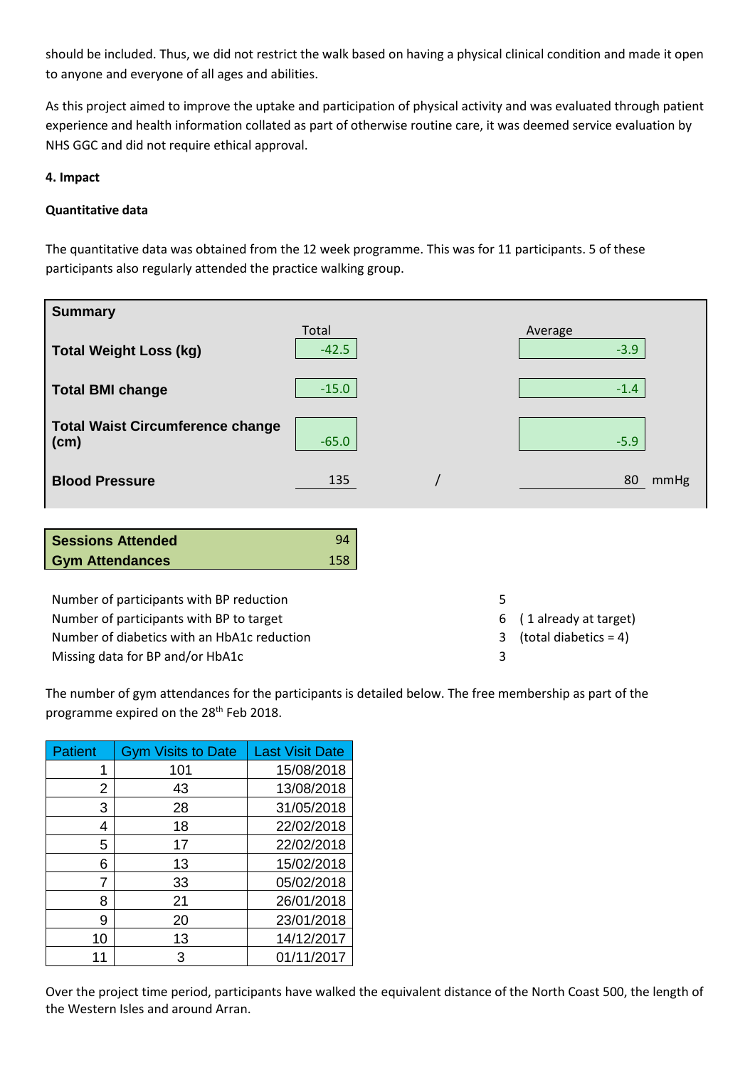should be included. Thus, we did not restrict the walk based on having a physical clinical condition and made it open to anyone and everyone of all ages and abilities.

As this project aimed to improve the uptake and participation of physical activity and was evaluated through patient experience and health information collated as part of otherwise routine care, it was deemed service evaluation by NHS GGC and did not require ethical approval.

**4. Impact**

**Quantitative data**

The quantitative data was obtained from the 12 week programme. This was for 11 participants. 5 of these participants also regularly attended the practice walking group.

| Summary | Total | | Average | |
|---|---|---|---|---|
| **Total Weight Loss (kg)** | -42.5 | | -3.9 | |
| **Total BMI change** | -15.0 | | -1.4 | |
| **Total Waist Circumference change (cm)** | -65.0 | | -5.9 | |
| **Blood Pressure** | 135 | / | 80 | mmHg |

| | |
|---|---|
| **Sessions Attended** | 94 |
| **Gym Attendances** | 158 |

| | | |
|---|---|---|
| Number of participants with BP reduction | 5 | |
| Number of participants with BP to target | 6 | ( 1 already at target) |
| Number of diabetics with an HbA1c reduction | 3 | (total diabetics = 4) |
| Missing data for BP and/or HbA1c | 3 | |

The number of gym attendances for the participants is detailed below. The free membership as part of the programme expired on the 28th Feb 2018.

| Patient | Gym Visits to Date | Last Visit Date |
|---|---|---|
| 1 | 101 | 15/08/2018 |
| 2 | 43 | 13/08/2018 |
| 3 | 28 | 31/05/2018 |
| 4 | 18 | 22/02/2018 |
| 5 | 17 | 22/02/2018 |
| 6 | 13 | 15/02/2018 |
| 7 | 33 | 05/02/2018 |
| 8 | 21 | 26/01/2018 |
| 9 | 20 | 23/01/2018 |
| 10 | 13 | 14/12/2017 |
| 11 | 3 | 01/11/2017 |

Over the project time period, participants have walked the equivalent distance of the North Coast 500, the length of the Western Isles and around Arran.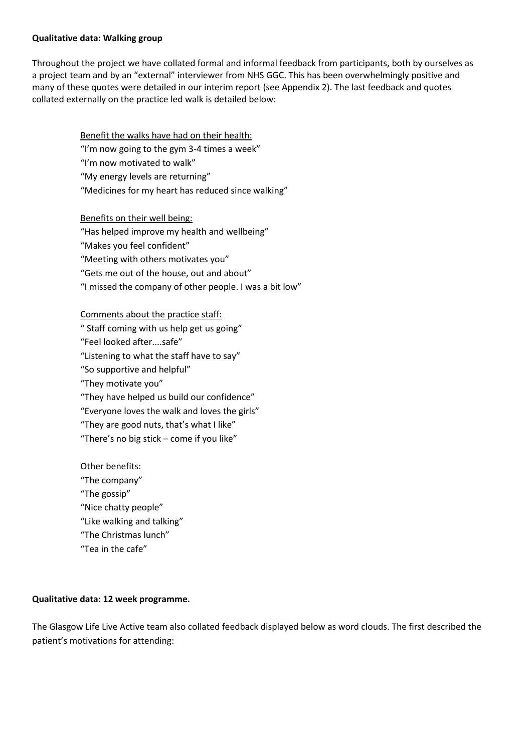**Qualitative data: Walking group**

Throughout the project we have collated formal and informal feedback from participants, both by ourselves as a project team and by an "external" interviewer from NHS GGC. This has been overwhelmingly positive and many of these quotes were detailed in our interim report (see Appendix 2). The last feedback and quotes collated externally on the practice led walk is detailed below:

<u>Benefit the walks have had on their health:</u>
"I'm now going to the gym 3-4 times a week"
"I'm now motivated to walk"
"My energy levels are returning"
"Medicines for my heart has reduced since walking"

<u>Benefits on their well being:</u>
"Has helped improve my health and wellbeing"
"Makes you feel confident"
"Meeting with others motivates you"
"Gets me out of the house, out and about"
"I missed the company of other people. I was a bit low"

<u>Comments about the practice staff:</u>
" Staff coming with us help get us going"
"Feel looked after....safe"
"Listening to what the staff have to say"
"So supportive and helpful"
"They motivate you"
"They have helped us build our confidence"
"Everyone loves the walk and loves the girls"
"They are good nuts, that's what I like"
"There's no big stick – come if you like"

<u>Other benefits:</u>
"The company"
"The gossip"
"Nice chatty people"
"Like walking and talking"
"The Christmas lunch"
"Tea in the cafe"

**Qualitative data: 12 week programme.**

The Glasgow Life Live Active team also collated feedback displayed below as word clouds. The first described the patient's motivations for attending: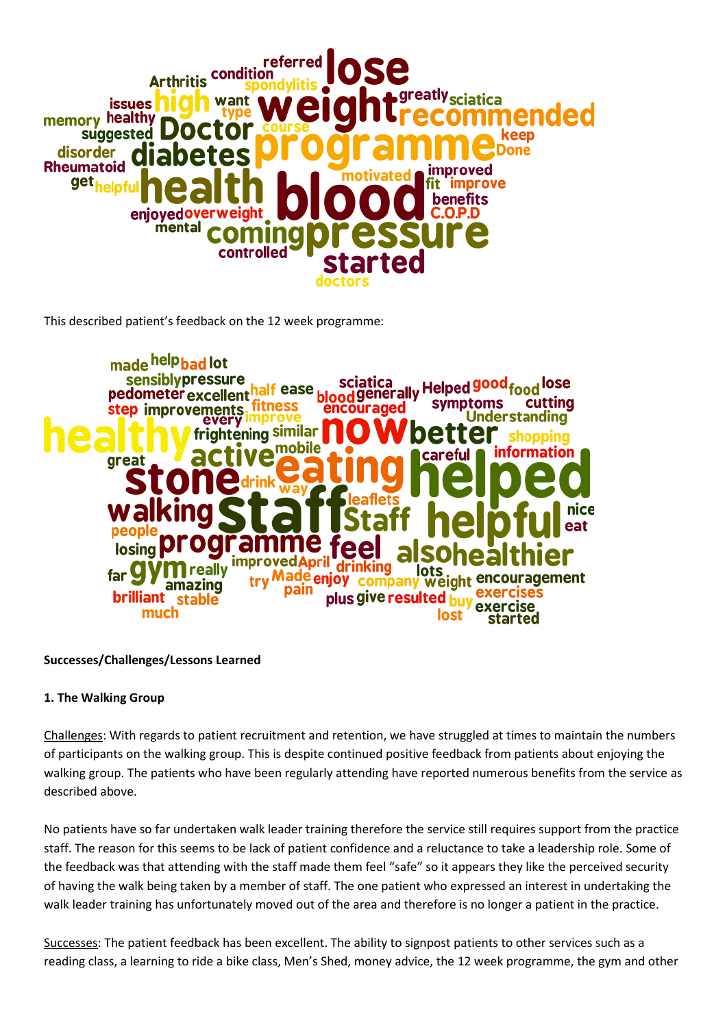referred lose
condition
Arthritis spondylitis
issues high want weight greatly sciatica
memory healthy type recommended
suggested Doctor course keep
disorder diabetes programme Done
Rheumatoid improved
get helpful health motivated fit improve
blood benefits
enjoyed overweight C.O.P.D
mental coming pressure
controlled
started
doctors

This described patient's feedback on the 12 week programme:

made help bad lot
sensibly pressure sciatica
pedometer excellent half ease blood generally Helped good food lose
step improvements fitness encouraged symptoms cutting
every improve Understanding
healthy frightening similar now better shopping
mobile
great active careful information
stone drink eating helped
way leaflets
walking staff Staff nice
people helpful eat
losing programme feel also healthier
far gym really improved April drinking lots
amazing Made try enjoy company weight encouragement
pain exercises
brilliant stable plus give resulted buy exercise
much lost started

**Successes/Challenges/Lessons Learned**

**1. The Walking Group**

Challenges: With regards to patient recruitment and retention, we have struggled at times to maintain the numbers of participants on the walking group. This is despite continued positive feedback from patients about enjoying the walking group. The patients who have been regularly attending have reported numerous benefits from the service as described above.

No patients have so far undertaken walk leader training therefore the service still requires support from the practice staff. The reason for this seems to be lack of patient confidence and a reluctance to take a leadership role. Some of the feedback was that attending with the staff made them feel "safe" so it appears they like the perceived security of having the walk being taken by a member of staff. The one patient who expressed an interest in undertaking the walk leader training has unfortunately moved out of the area and therefore is no longer a patient in the practice.

Successes: The patient feedback has been excellent. The ability to signpost patients to other services such as a reading class, a learning to ride a bike class, Men's Shed, money advice, the 12 week programme, the gym and other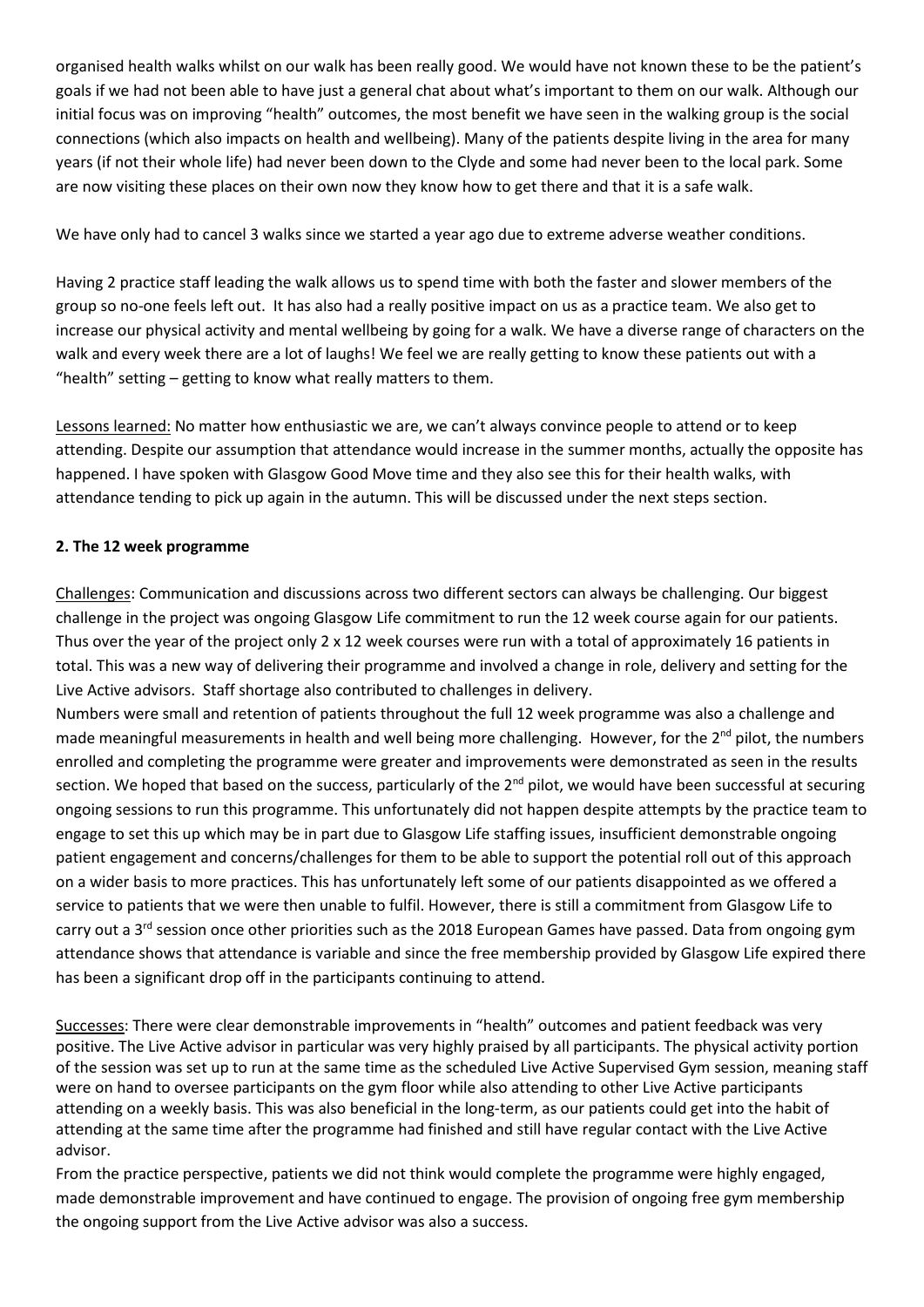organised health walks whilst on our walk has been really good. We would have not known these to be the patient's goals if we had not been able to have just a general chat about what's important to them on our walk. Although our initial focus was on improving "health" outcomes, the most benefit we have seen in the walking group is the social connections (which also impacts on health and wellbeing). Many of the patients despite living in the area for many years (if not their whole life) had never been down to the Clyde and some had never been to the local park. Some are now visiting these places on their own now they know how to get there and that it is a safe walk.

We have only had to cancel 3 walks since we started a year ago due to extreme adverse weather conditions.

Having 2 practice staff leading the walk allows us to spend time with both the faster and slower members of the group so no-one feels left out. It has also had a really positive impact on us as a practice team. We also get to increase our physical activity and mental wellbeing by going for a walk. We have a diverse range of characters on the walk and every week there are a lot of laughs! We feel we are really getting to know these patients out with a "health" setting – getting to know what really matters to them.

Lessons learned: No matter how enthusiastic we are, we can't always convince people to attend or to keep attending. Despite our assumption that attendance would increase in the summer months, actually the opposite has happened. I have spoken with Glasgow Good Move time and they also see this for their health walks, with attendance tending to pick up again in the autumn. This will be discussed under the next steps section.

**2. The 12 week programme**

Challenges: Communication and discussions across two different sectors can always be challenging. Our biggest challenge in the project was ongoing Glasgow Life commitment to run the 12 week course again for our patients. Thus over the year of the project only 2 x 12 week courses were run with a total of approximately 16 patients in total. This was a new way of delivering their programme and involved a change in role, delivery and setting for the Live Active advisors. Staff shortage also contributed to challenges in delivery.

Numbers were small and retention of patients throughout the full 12 week programme was also a challenge and made meaningful measurements in health and well being more challenging. However, for the 2nd pilot, the numbers enrolled and completing the programme were greater and improvements were demonstrated as seen in the results section. We hoped that based on the success, particularly of the 2nd pilot, we would have been successful at securing ongoing sessions to run this programme. This unfortunately did not happen despite attempts by the practice team to engage to set this up which may be in part due to Glasgow Life staffing issues, insufficient demonstrable ongoing patient engagement and concerns/challenges for them to be able to support the potential roll out of this approach on a wider basis to more practices. This has unfortunately left some of our patients disappointed as we offered a service to patients that we were then unable to fulfil. However, there is still a commitment from Glasgow Life to carry out a 3rd session once other priorities such as the 2018 European Games have passed. Data from ongoing gym attendance shows that attendance is variable and since the free membership provided by Glasgow Life expired there has been a significant drop off in the participants continuing to attend.

Successes: There were clear demonstrable improvements in "health" outcomes and patient feedback was very positive. The Live Active advisor in particular was very highly praised by all participants. The physical activity portion of the session was set up to run at the same time as the scheduled Live Active Supervised Gym session, meaning staff were on hand to oversee participants on the gym floor while also attending to other Live Active participants attending on a weekly basis. This was also beneficial in the long-term, as our patients could get into the habit of attending at the same time after the programme had finished and still have regular contact with the Live Active advisor.

From the practice perspective, patients we did not think would complete the programme were highly engaged, made demonstrable improvement and have continued to engage. The provision of ongoing free gym membership the ongoing support from the Live Active advisor was also a success.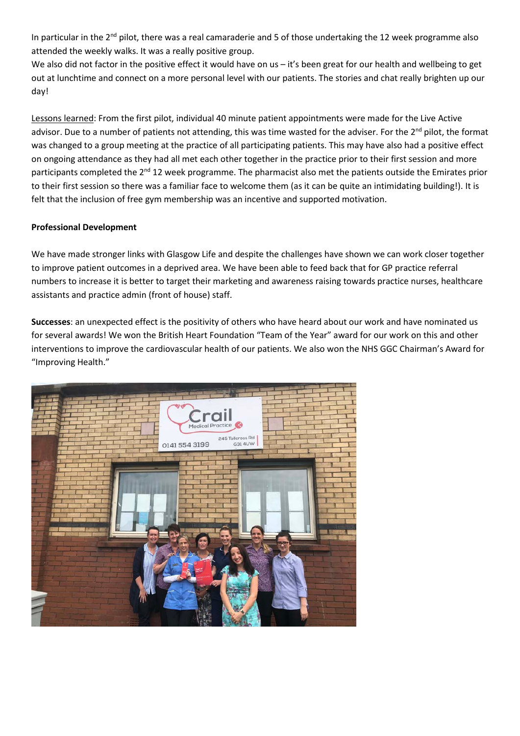In particular in the 2nd pilot, there was a real camaraderie and 5 of those undertaking the 12 week programme also attended the weekly walks. It was a really positive group.

We also did not factor in the positive effect it would have on us – it's been great for our health and wellbeing to get out at lunchtime and connect on a more personal level with our patients. The stories and chat really brighten up our day!

Lessons learned: From the first pilot, individual 40 minute patient appointments were made for the Live Active advisor. Due to a number of patients not attending, this was time wasted for the adviser. For the 2nd pilot, the format was changed to a group meeting at the practice of all participating patients. This may have also had a positive effect on ongoing attendance as they had all met each other together in the practice prior to their first session and more participants completed the 2nd 12 week programme. The pharmacist also met the patients outside the Emirates prior to their first session so there was a familiar face to welcome them (as it can be quite an intimidating building!). It is felt that the inclusion of free gym membership was an incentive and supported motivation.

**Professional Development**

We have made stronger links with Glasgow Life and despite the challenges have shown we can work closer together to improve patient outcomes in a deprived area. We have been able to feed back that for GP practice referral numbers to increase it is better to target their marketing and awareness raising towards practice nurses, healthcare assistants and practice admin (front of house) staff.

**Successes**: an unexpected effect is the positivity of others who have heard about our work and have nominated us for several awards! We won the British Heart Foundation "Team of the Year" award for our work on this and other interventions to improve the cardiovascular health of our patients. We also won the NHS GGC Chairman's Award for "Improving Health."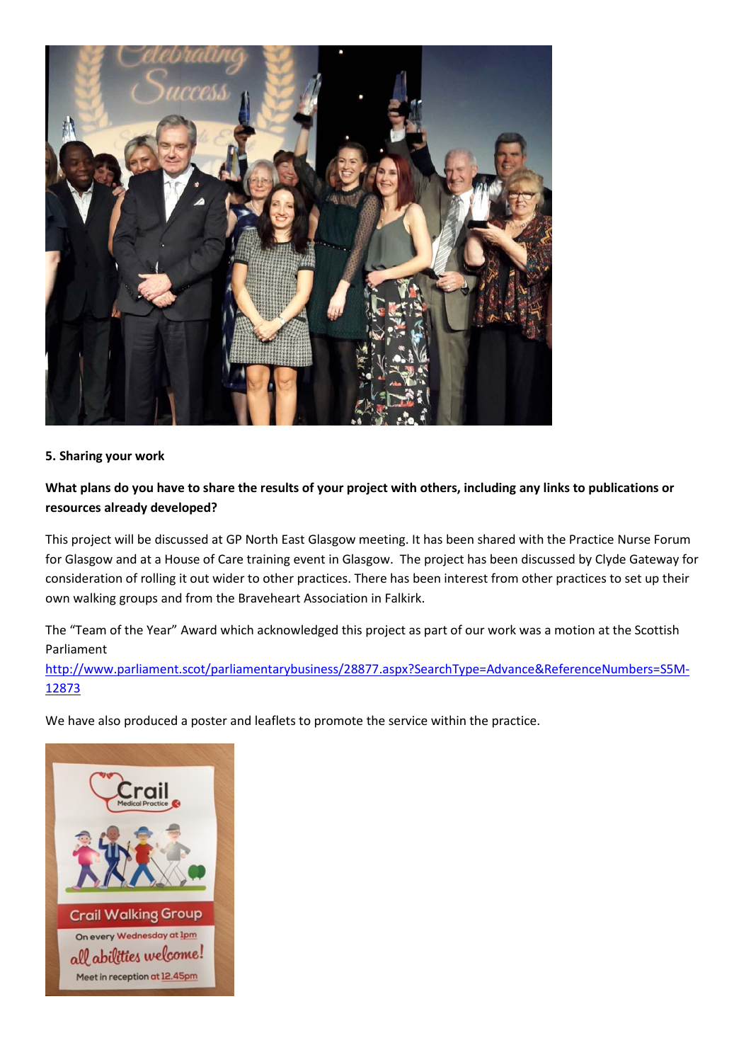**5. Sharing your work**

**What plans do you have to share the results of your project with others, including any links to publications or resources already developed?**

This project will be discussed at GP North East Glasgow meeting. It has been shared with the Practice Nurse Forum for Glasgow and at a House of Care training event in Glasgow. The project has been discussed by Clyde Gateway for consideration of rolling it out wider to other practices. There has been interest from other practices to set up their own walking groups and from the Braveheart Association in Falkirk.

The "Team of the Year" Award which acknowledged this project as part of our work was a motion at the Scottish Parliament
http://www.parliament.scot/parliamentarybusiness/28877.aspx?SearchType=Advance&ReferenceNumbers=S5M-12873

We have also produced a poster and leaflets to promote the service within the practice.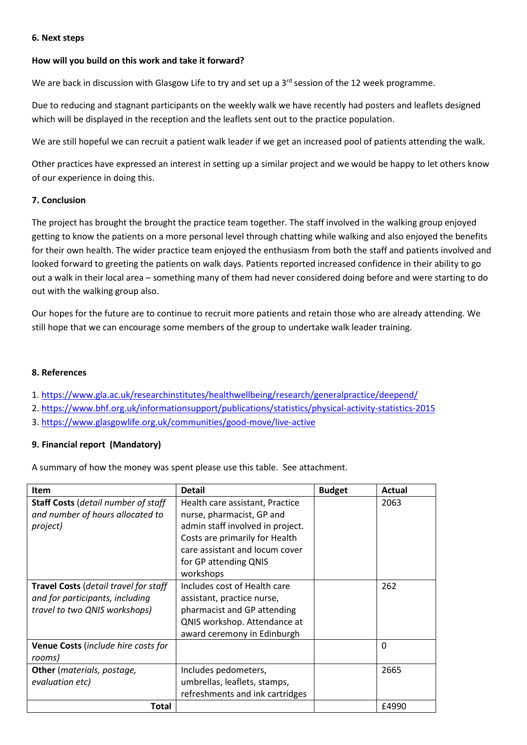**6. Next steps**

**How will you build on this work and take it forward?**

We are back in discussion with Glasgow Life to try and set up a 3rd session of the 12 week programme.

Due to reducing and stagnant participants on the weekly walk we have recently had posters and leaflets designed which will be displayed in the reception and the leaflets sent out to the practice population.

We are still hopeful we can recruit a patient walk leader if we get an increased pool of patients attending the walk.

Other practices have expressed an interest in setting up a similar project and we would be happy to let others know of our experience in doing this.

**7. Conclusion**

The project has brought the brought the practice team together. The staff involved in the walking group enjoyed getting to know the patients on a more personal level through chatting while walking and also enjoyed the benefits for their own health. The wider practice team enjoyed the enthusiasm from both the staff and patients involved and looked forward to greeting the patients on walk days. Patients reported increased confidence in their ability to go out a walk in their local area – something many of them had never considered doing before and were starting to do out with the walking group also.

Our hopes for the future are to continue to recruit more patients and retain those who are already attending. We still hope that we can encourage some members of the group to undertake walk leader training.

**8. References**

1. https://www.gla.ac.uk/researchinstitutes/healthwellbeing/research/generalpractice/deepend/
2. https://www.bhf.org.uk/informationsupport/publications/statistics/physical-activity-statistics-2015
3. https://www.glasgowlife.org.uk/communities/good-move/live-active

**9. Financial report (Mandatory)**

A summary of how the money was spent please use this table. See attachment.

| Item | Detail | Budget | Actual |
|---|---|---|---|
| **Staff Costs** (*detail number of staff and number of hours allocated to project)* | Health care assistant, Practice nurse, pharmacist, GP and admin staff involved in project. Costs are primarily for Health care assistant and locum cover for GP attending QNIS workshops | | 2063 |
| **Travel Costs** (*detail travel for staff and for participants, including travel to two QNIS workshops)* | Includes cost of Health care assistant, practice nurse, pharmacist and GP attending QNIS workshop. Attendance at award ceremony in Edinburgh | | 262 |
| **Venue Costs** (*include hire costs for rooms)* | | | 0 |
| **Other** (*materials, postage, evaluation etc)* | Includes pedometers, umbrellas, leaflets, stamps, refreshments and ink cartridges | | 2665 |
| **Total** | | | £4990 |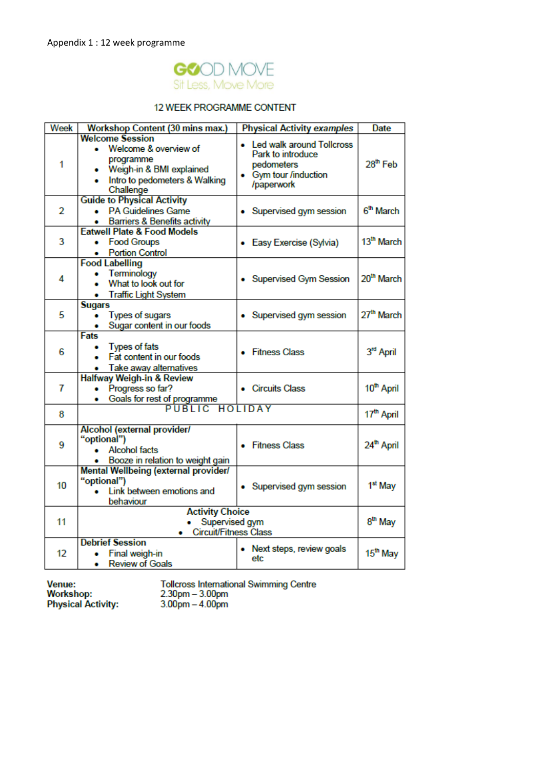Appendix 1 : 12 week programme

GOOD MOVE
Sit Less, Move More

12 WEEK PROGRAMME CONTENT

| Week | Workshop Content (30 mins max.) | Physical Activity *examples* | Date |
|---|---|---|---|
| 1 | **Welcome Session**<br>• Welcome & overview of programme<br>• Weigh-in & BMI explained<br>• Intro to pedometers & Walking Challenge | • Led walk around Tollcross Park to introduce pedometers<br>• Gym tour /induction /paperwork | 28th Feb |
| 2 | **Guide to Physical Activity**<br>• PA Guidelines Game<br>• Barriers & Benefits activity | • Supervised gym session | 6th March |
| 3 | **Eatwell Plate & Food Models**<br>• Food Groups<br>• Portion Control | • Easy Exercise (Sylvia) | 13th March |
| 4 | **Food Labelling**<br>• Terminology<br>• What to look out for<br>• Traffic Light System | • Supervised Gym Session | 20th March |
| 5 | **Sugars**<br>• Types of sugars<br>• Sugar content in our foods | • Supervised gym session | 27th March |
| 6 | **Fats**<br>• Types of fats<br>• Fat content in our foods<br>• Take away alternatives | • Fitness Class | 3rd April |
| 7 | **Halfway Weigh-in & Review**<br>• Progress so far?<br>• Goals for rest of programme | • Circuits Class | 10th April |
| 8 | PUBLIC HOLIDAY | | 17th April |
| 9 | **Alcohol (external provider/ "optional")**<br>• Alcohol facts<br>• Booze in relation to weight gain | • Fitness Class | 24th April |
| 10 | **Mental Wellbeing (external provider/ "optional")**<br>• Link between emotions and behaviour | • Supervised gym session | 1st May |
| 11 | **Activity Choice**<br>• Supervised gym<br>• Circuit/Fitness Class | | 8th May |
| 12 | **Debrief Session**<br>• Final weigh-in<br>• Review of Goals | • Next steps, review goals etc | 15th May |

**Venue:** Tollcross International Swimming Centre
**Workshop:** 2.30pm – 3.00pm
**Physical Activity:** 3.00pm – 4.00pm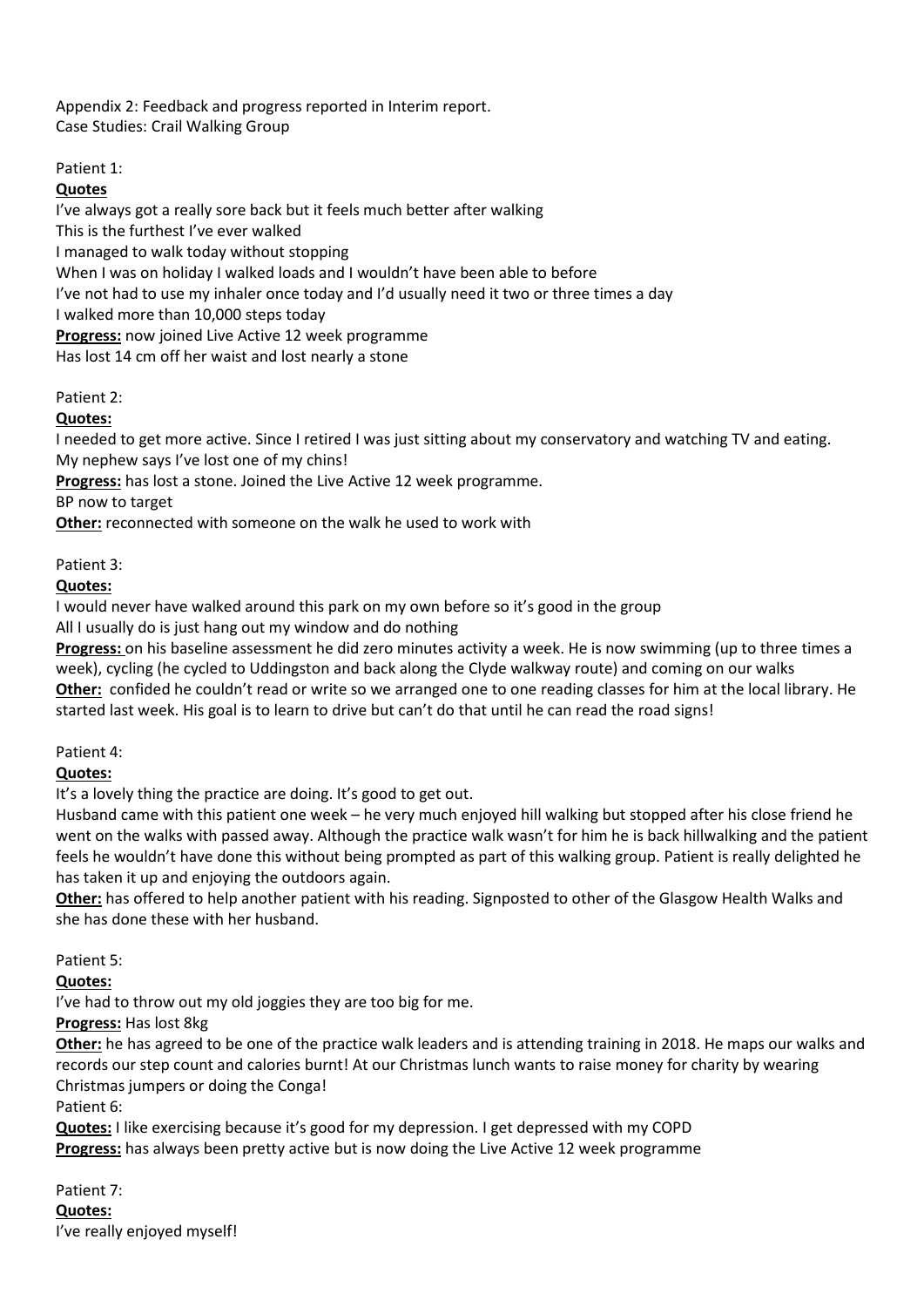Appendix 2: Feedback and progress reported in Interim report.
Case Studies: Crail Walking Group

Patient 1:

**Quotes**

I've always got a really sore back but it feels much better after walking
This is the furthest I've ever walked
I managed to walk today without stopping
When I was on holiday I walked loads and I wouldn't have been able to before
I've not had to use my inhaler once today and I'd usually need it two or three times a day
I walked more than 10,000 steps today

**Progress:** now joined Live Active 12 week programme
Has lost 14 cm off her waist and lost nearly a stone

Patient 2:

**Quotes:**

I needed to get more active. Since I retired I was just sitting about my conservatory and watching TV and eating.
My nephew says I've lost one of my chins!

**Progress:** has lost a stone. Joined the Live Active 12 week programme.
BP now to target

**Other:** reconnected with someone on the walk he used to work with

Patient 3:

**Quotes:**

I would never have walked around this park on my own before so it's good in the group
All I usually do is just hang out my window and do nothing

**Progress:** on his baseline assessment he did zero minutes activity a week. He is now swimming (up to three times a week), cycling (he cycled to Uddingston and back along the Clyde walkway route) and coming on our walks

**Other:** confided he couldn't read or write so we arranged one to one reading classes for him at the local library. He started last week. His goal is to learn to drive but can't do that until he can read the road signs!

Patient 4:

**Quotes:**

It's a lovely thing the practice are doing. It's good to get out.

Husband came with this patient one week – he very much enjoyed hill walking but stopped after his close friend he went on the walks with passed away. Although the practice walk wasn't for him he is back hillwalking and the patient feels he wouldn't have done this without being prompted as part of this walking group. Patient is really delighted he has taken it up and enjoying the outdoors again.

**Other:** has offered to help another patient with his reading. Signposted to other of the Glasgow Health Walks and she has done these with her husband.

Patient 5:

**Quotes:**

I've had to throw out my old joggies they are too big for me.

**Progress:** Has lost 8kg

**Other:** he has agreed to be one of the practice walk leaders and is attending training in 2018. He maps our walks and records our step count and calories burnt! At our Christmas lunch wants to raise money for charity by wearing Christmas jumpers or doing the Conga!

Patient 6:

**Quotes:** I like exercising because it's good for my depression. I get depressed with my COPD

**Progress:** has always been pretty active but is now doing the Live Active 12 week programme

Patient 7:

**Quotes:**

I've really enjoyed myself!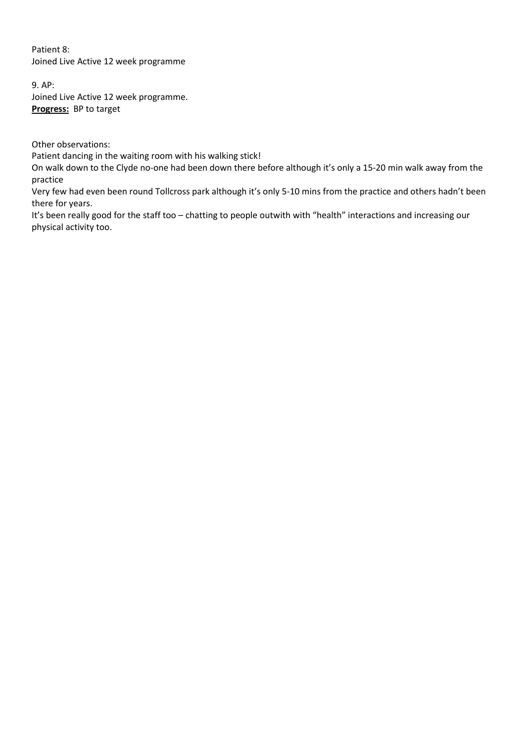Patient 8:
Joined Live Active 12 week programme

9. AP:
Joined Live Active 12 week programme.
**<u>Progress:</u>** BP to target

Other observations:
Patient dancing in the waiting room with his walking stick!
On walk down to the Clyde no-one had been down there before although it's only a 15-20 min walk away from the practice
Very few had even been round Tollcross park although it's only 5-10 mins from the practice and others hadn't been there for years.
It's been really good for the staff too – chatting to people outwith with "health" interactions and increasing our physical activity too.